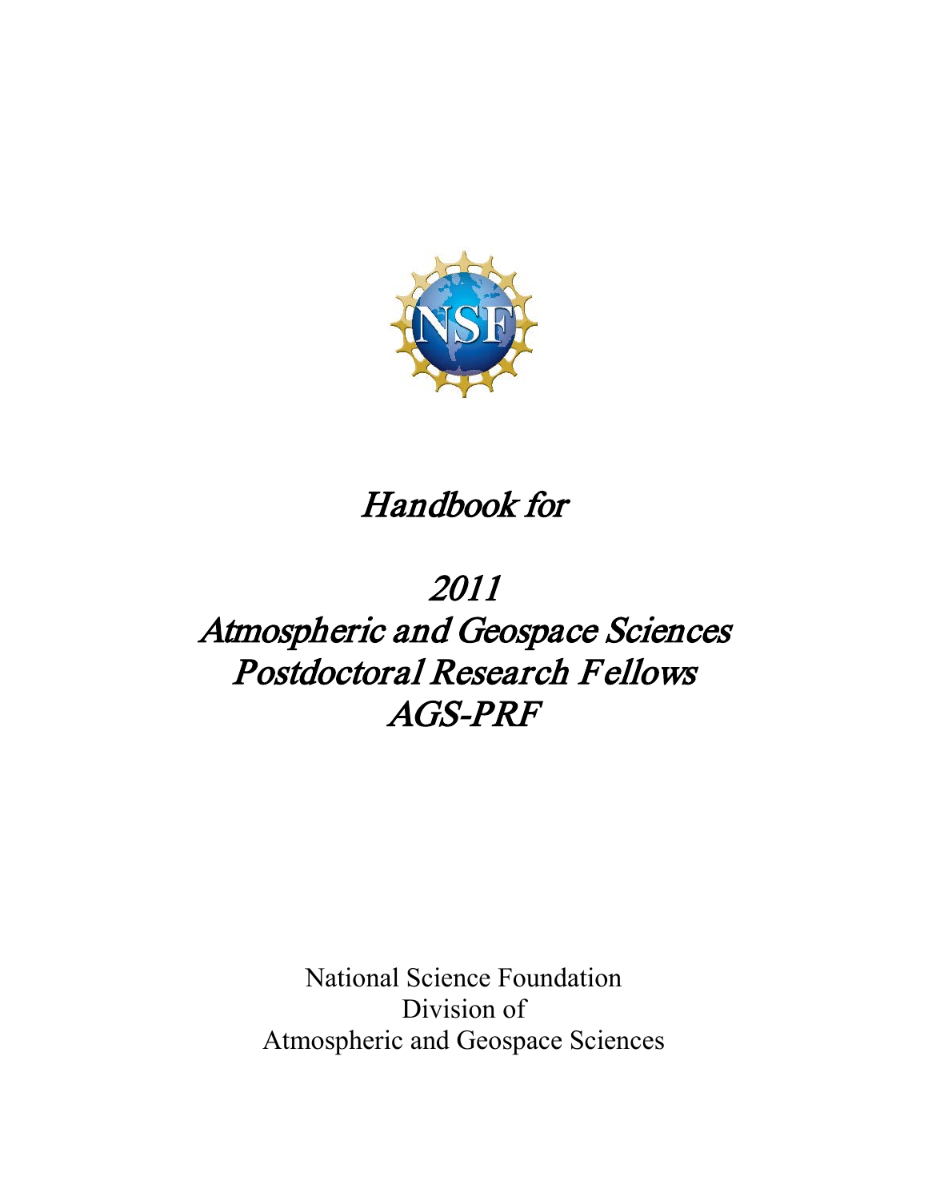# *Handbook for*

# *2011*
# *Atmospheric and Geospace Sciences*
# *Postdoctoral Research Fellows*
# *AGS-PRF*

National Science Foundation
Division of
Atmospheric and Geospace Sciences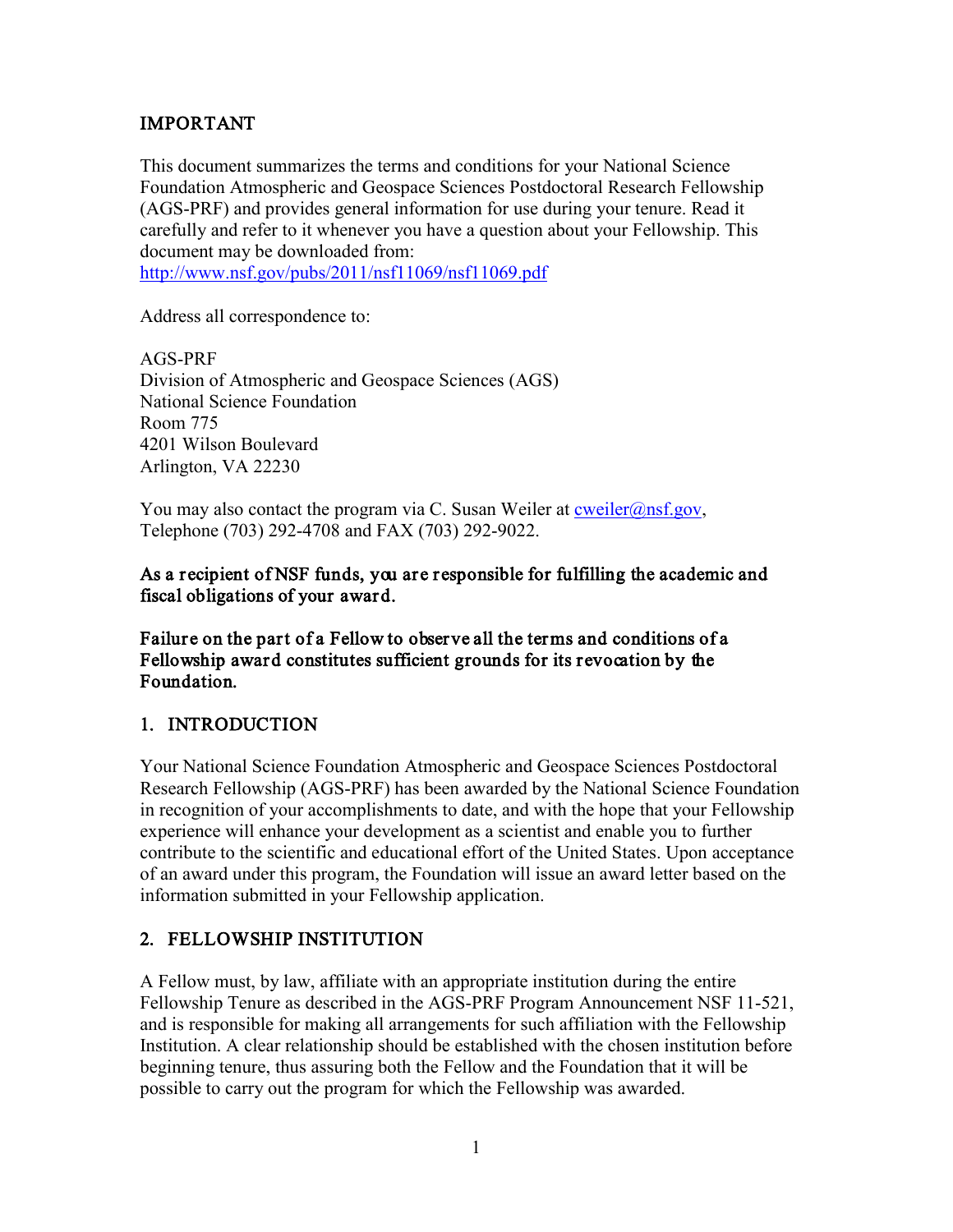## IMPORTANT

This document summarizes the terms and conditions for your National Science Foundation Atmospheric and Geospace Sciences Postdoctoral Research Fellowship (AGS-PRF) and provides general information for use during your tenure. Read it carefully and refer to it whenever you have a question about your Fellowship. This document may be downloaded from:
http://www.nsf.gov/pubs/2011/nsf11069/nsf11069.pdf

Address all correspondence to:

AGS-PRF
Division of Atmospheric and Geospace Sciences (AGS)
National Science Foundation
Room 775
4201 Wilson Boulevard
Arlington, VA 22230

You may also contact the program via C. Susan Weiler at cweiler@nsf.gov, Telephone (703) 292-4708 and FAX (703) 292-9022.

**As a recipient of NSF funds, you are responsible for fulfilling the academic and fiscal obligations of your award.**

**Failure on the part of a Fellow to observe all the terms and conditions of a Fellowship award constitutes sufficient grounds for its revocation by the Foundation.**

## 1. INTRODUCTION

Your National Science Foundation Atmospheric and Geospace Sciences Postdoctoral Research Fellowship (AGS-PRF) has been awarded by the National Science Foundation in recognition of your accomplishments to date, and with the hope that your Fellowship experience will enhance your development as a scientist and enable you to further contribute to the scientific and educational effort of the United States. Upon acceptance of an award under this program, the Foundation will issue an award letter based on the information submitted in your Fellowship application.

## 2. FELLOWSHIP INSTITUTION

A Fellow must, by law, affiliate with an appropriate institution during the entire Fellowship Tenure as described in the AGS-PRF Program Announcement NSF 11-521, and is responsible for making all arrangements for such affiliation with the Fellowship Institution. A clear relationship should be established with the chosen institution before beginning tenure, thus assuring both the Fellow and the Foundation that it will be possible to carry out the program for which the Fellowship was awarded.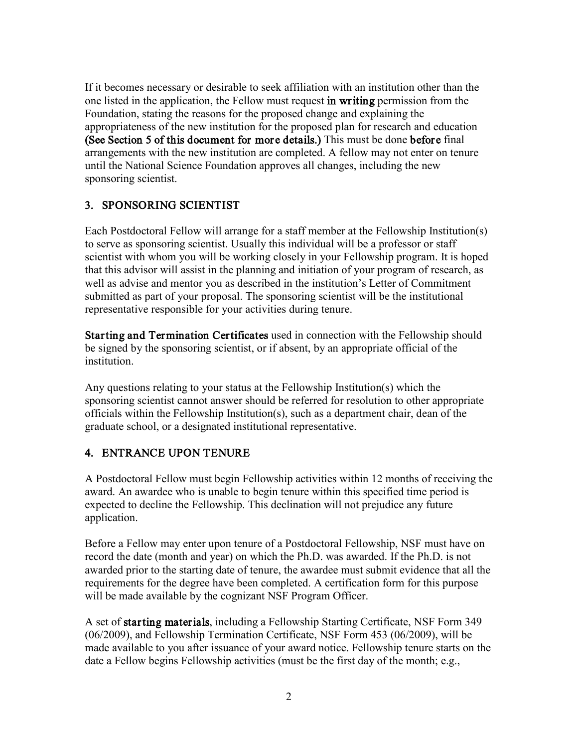If it becomes necessary or desirable to seek affiliation with an institution other than the one listed in the application, the Fellow must request **in writing** permission from the Foundation, stating the reasons for the proposed change and explaining the appropriateness of the new institution for the proposed plan for research and education **(See Section 5 of this document for more details.)** This must be done **before** final arrangements with the new institution are completed. A fellow may not enter on tenure until the National Science Foundation approves all changes, including the new sponsoring scientist.

## 3. SPONSORING SCIENTIST

Each Postdoctoral Fellow will arrange for a staff member at the Fellowship Institution(s) to serve as sponsoring scientist. Usually this individual will be a professor or staff scientist with whom you will be working closely in your Fellowship program. It is hoped that this advisor will assist in the planning and initiation of your program of research, as well as advise and mentor you as described in the institution's Letter of Commitment submitted as part of your proposal. The sponsoring scientist will be the institutional representative responsible for your activities during tenure.

**Starting and Termination Certificates** used in connection with the Fellowship should be signed by the sponsoring scientist, or if absent, by an appropriate official of the institution.

Any questions relating to your status at the Fellowship Institution(s) which the sponsoring scientist cannot answer should be referred for resolution to other appropriate officials within the Fellowship Institution(s), such as a department chair, dean of the graduate school, or a designated institutional representative.

## 4. ENTRANCE UPON TENURE

A Postdoctoral Fellow must begin Fellowship activities within 12 months of receiving the award. An awardee who is unable to begin tenure within this specified time period is expected to decline the Fellowship. This declination will not prejudice any future application.

Before a Fellow may enter upon tenure of a Postdoctoral Fellowship, NSF must have on record the date (month and year) on which the Ph.D. was awarded. If the Ph.D. is not awarded prior to the starting date of tenure, the awardee must submit evidence that all the requirements for the degree have been completed. A certification form for this purpose will be made available by the cognizant NSF Program Officer.

A set of **starting materials**, including a Fellowship Starting Certificate, NSF Form 349 (06/2009), and Fellowship Termination Certificate, NSF Form 453 (06/2009), will be made available to you after issuance of your award notice. Fellowship tenure starts on the date a Fellow begins Fellowship activities (must be the first day of the month; e.g.,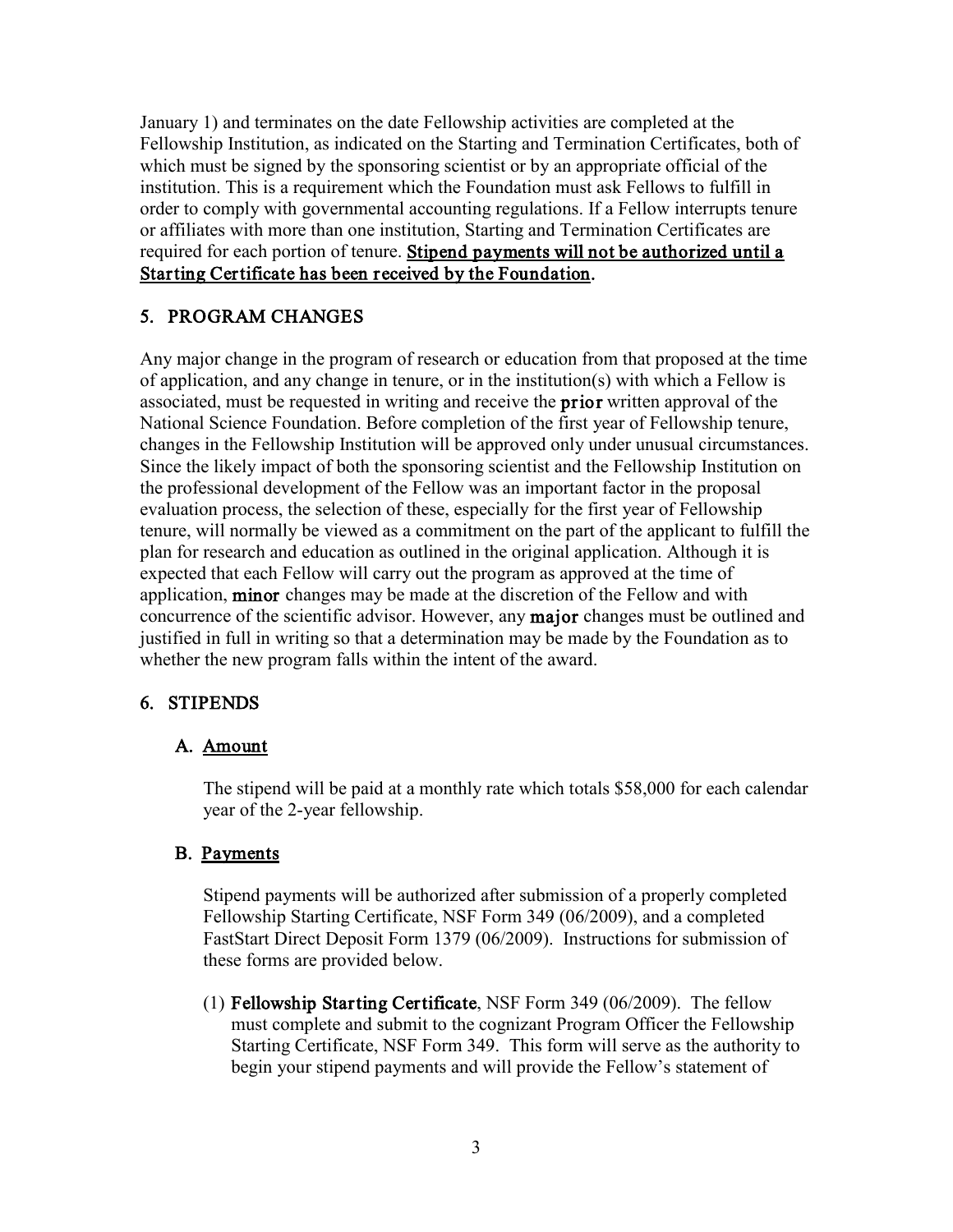January 1) and terminates on the date Fellowship activities are completed at the Fellowship Institution, as indicated on the Starting and Termination Certificates, both of which must be signed by the sponsoring scientist or by an appropriate official of the institution. This is a requirement which the Foundation must ask Fellows to fulfill in order to comply with governmental accounting regulations. If a Fellow interrupts tenure or affiliates with more than one institution, Starting and Termination Certificates are required for each portion of tenure. **<u>Stipend payments will not be authorized until a Starting Certificate has been received by the Foundation</u>.**

## 5. PROGRAM CHANGES

Any major change in the program of research or education from that proposed at the time of application, and any change in tenure, or in the institution(s) with which a Fellow is associated, must be requested in writing and receive the **prior** written approval of the National Science Foundation. Before completion of the first year of Fellowship tenure, changes in the Fellowship Institution will be approved only under unusual circumstances. Since the likely impact of both the sponsoring scientist and the Fellowship Institution on the professional development of the Fellow was an important factor in the proposal evaluation process, the selection of these, especially for the first year of Fellowship tenure, will normally be viewed as a commitment on the part of the applicant to fulfill the plan for research and education as outlined in the original application. Although it is expected that each Fellow will carry out the program as approved at the time of application, **minor** changes may be made at the discretion of the Fellow and with concurrence of the scientific advisor. However, any **major** changes must be outlined and justified in full in writing so that a determination may be made by the Foundation as to whether the new program falls within the intent of the award.

## 6. STIPENDS

### A. <u>Amount</u>

The stipend will be paid at a monthly rate which totals $58,000 for each calendar year of the 2-year fellowship.

### B. <u>Payments</u>

Stipend payments will be authorized after submission of a properly completed Fellowship Starting Certificate, NSF Form 349 (06/2009), and a completed FastStart Direct Deposit Form 1379 (06/2009). Instructions for submission of these forms are provided below.

(1) **Fellowship Starting Certificate**, NSF Form 349 (06/2009). The fellow must complete and submit to the cognizant Program Officer the Fellowship Starting Certificate, NSF Form 349. This form will serve as the authority to begin your stipend payments and will provide the Fellow's statement of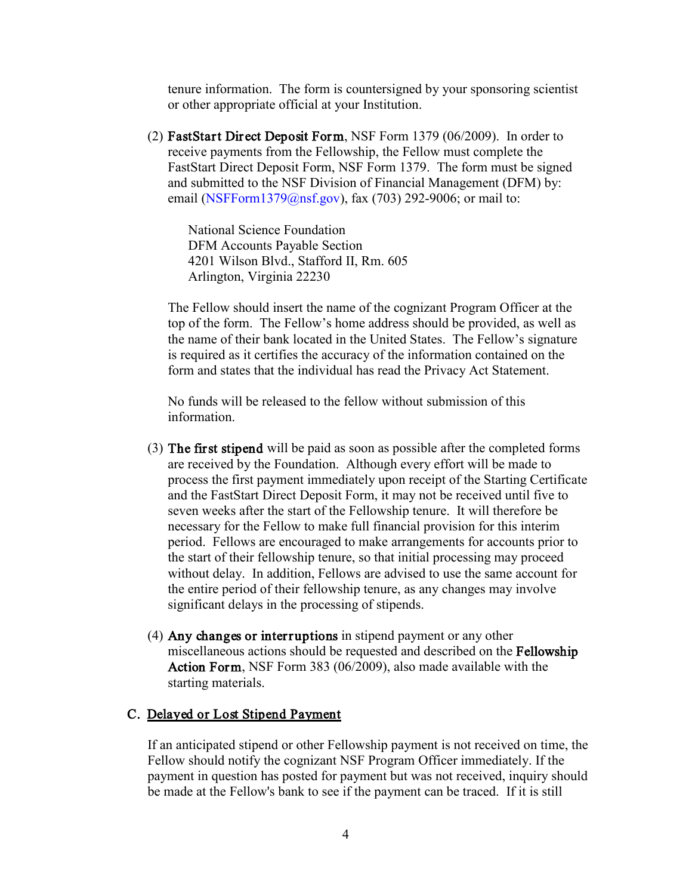tenure information. The form is countersigned by your sponsoring scientist or other appropriate official at your Institution.

(2) **FastStart Direct Deposit Form**, NSF Form 1379 (06/2009). In order to receive payments from the Fellowship, the Fellow must complete the FastStart Direct Deposit Form, NSF Form 1379. The form must be signed and submitted to the NSF Division of Financial Management (DFM) by: email (NSFForm1379@nsf.gov), fax (703) 292-9006; or mail to:

National Science Foundation
DFM Accounts Payable Section
4201 Wilson Blvd., Stafford II, Rm. 605
Arlington, Virginia 22230

The Fellow should insert the name of the cognizant Program Officer at the top of the form. The Fellow's home address should be provided, as well as the name of their bank located in the United States. The Fellow's signature is required as it certifies the accuracy of the information contained on the form and states that the individual has read the Privacy Act Statement.

No funds will be released to the fellow without submission of this information.

(3) **The first stipend** will be paid as soon as possible after the completed forms are received by the Foundation. Although every effort will be made to process the first payment immediately upon receipt of the Starting Certificate and the FastStart Direct Deposit Form, it may not be received until five to seven weeks after the start of the Fellowship tenure. It will therefore be necessary for the Fellow to make full financial provision for this interim period. Fellows are encouraged to make arrangements for accounts prior to the start of their fellowship tenure, so that initial processing may proceed without delay. In addition, Fellows are advised to use the same account for the entire period of their fellowship tenure, as any changes may involve significant delays in the processing of stipends.

(4) **Any changes or interruptions** in stipend payment or any other miscellaneous actions should be requested and described on the **Fellowship Action Form**, NSF Form 383 (06/2009), also made available with the starting materials.

## C. Delayed or Lost Stipend Payment

If an anticipated stipend or other Fellowship payment is not received on time, the Fellow should notify the cognizant NSF Program Officer immediately. If the payment in question has posted for payment but was not received, inquiry should be made at the Fellow's bank to see if the payment can be traced. If it is still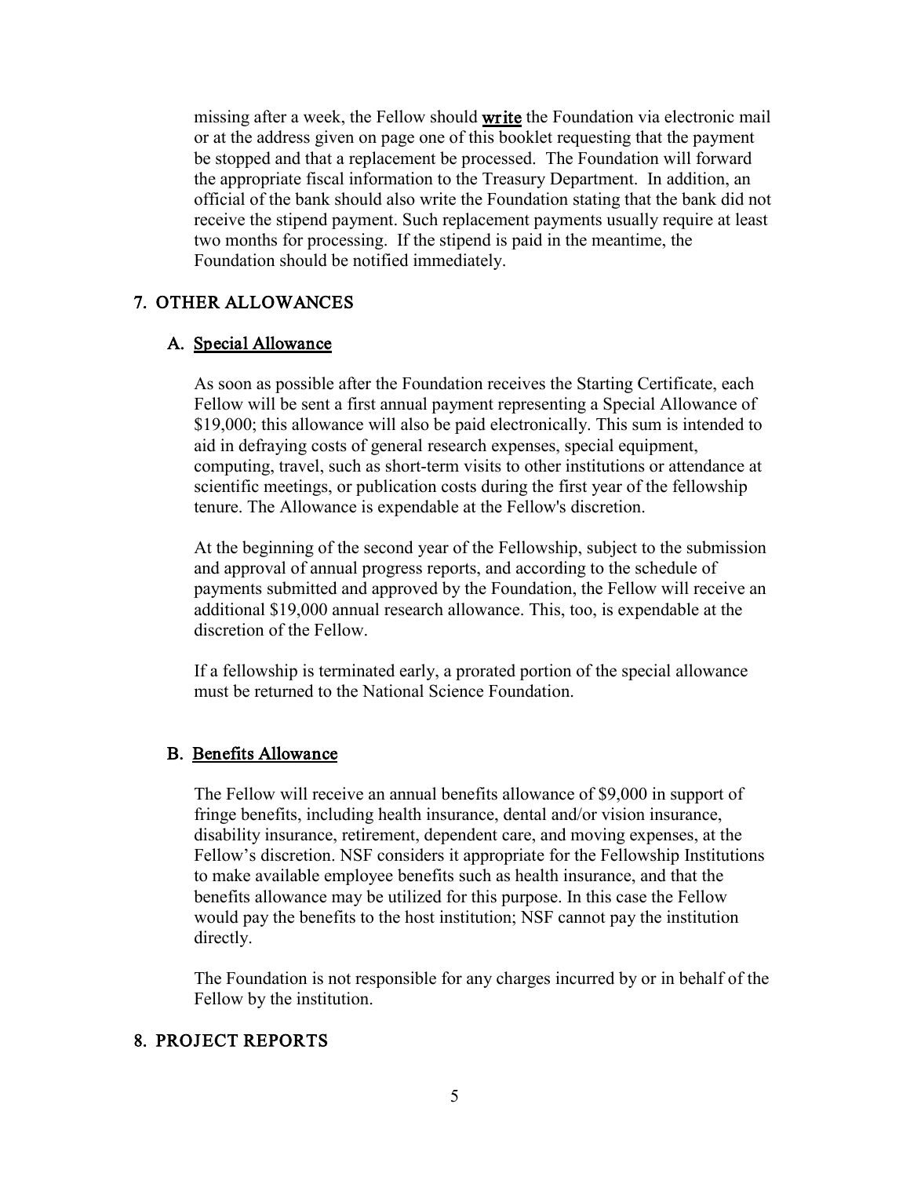missing after a week, the Fellow should **write** the Foundation via electronic mail or at the address given on page one of this booklet requesting that the payment be stopped and that a replacement be processed. The Foundation will forward the appropriate fiscal information to the Treasury Department. In addition, an official of the bank should also write the Foundation stating that the bank did not receive the stipend payment. Such replacement payments usually require at least two months for processing. If the stipend is paid in the meantime, the Foundation should be notified immediately.

## 7. OTHER ALLOWANCES

### A. Special Allowance

As soon as possible after the Foundation receives the Starting Certificate, each Fellow will be sent a first annual payment representing a Special Allowance of $19,000; this allowance will also be paid electronically. This sum is intended to aid in defraying costs of general research expenses, special equipment, computing, travel, such as short-term visits to other institutions or attendance at scientific meetings, or publication costs during the first year of the fellowship tenure. The Allowance is expendable at the Fellow's discretion.

At the beginning of the second year of the Fellowship, subject to the submission and approval of annual progress reports, and according to the schedule of payments submitted and approved by the Foundation, the Fellow will receive an additional $19,000 annual research allowance. This, too, is expendable at the discretion of the Fellow.

If a fellowship is terminated early, a prorated portion of the special allowance must be returned to the National Science Foundation.

### B. Benefits Allowance

The Fellow will receive an annual benefits allowance of $9,000 in support of fringe benefits, including health insurance, dental and/or vision insurance, disability insurance, retirement, dependent care, and moving expenses, at the Fellow's discretion. NSF considers it appropriate for the Fellowship Institutions to make available employee benefits such as health insurance, and that the benefits allowance may be utilized for this purpose. In this case the Fellow would pay the benefits to the host institution; NSF cannot pay the institution directly.

The Foundation is not responsible for any charges incurred by or in behalf of the Fellow by the institution.

## 8. PROJECT REPORTS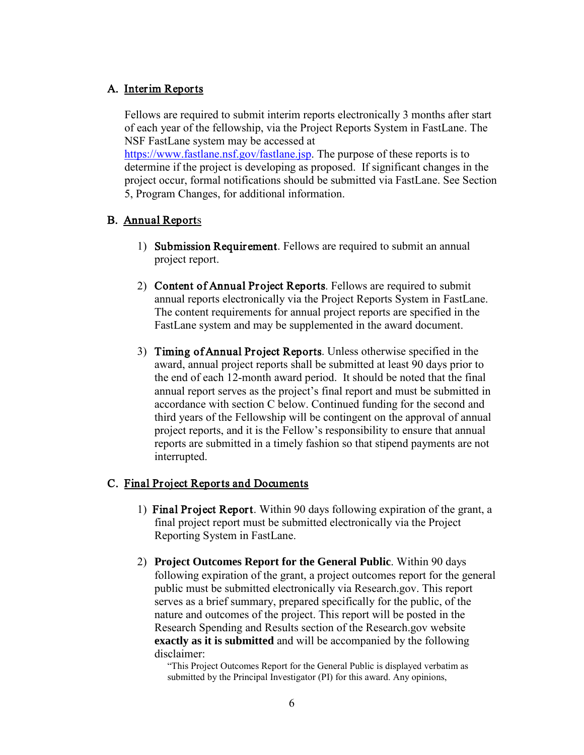### A. Interim Reports

Fellows are required to submit interim reports electronically 3 months after start of each year of the fellowship, via the Project Reports System in FastLane. The NSF FastLane system may be accessed at [https://www.fastlane.nsf.gov/fastlane.jsp](https://www.fastlane.nsf.gov/fastlane.jsp). The purpose of these reports is to determine if the project is developing as proposed. If significant changes in the project occur, formal notifications should be submitted via FastLane. See Section 5, Program Changes, for additional information.

### B. Annual Reports

1) **Submission Requirement**. Fellows are required to submit an annual project report.

2) **Content of Annual Project Reports**. Fellows are required to submit annual reports electronically via the Project Reports System in FastLane. The content requirements for annual project reports are specified in the FastLane system and may be supplemented in the award document.

3) **Timing of Annual Project Reports**. Unless otherwise specified in the award, annual project reports shall be submitted at least 90 days prior to the end of each 12-month award period. It should be noted that the final annual report serves as the project's final report and must be submitted in accordance with section C below. Continued funding for the second and third years of the Fellowship will be contingent on the approval of annual project reports, and it is the Fellow's responsibility to ensure that annual reports are submitted in a timely fashion so that stipend payments are not interrupted.

### C. Final Project Reports and Documents

1) **Final Project Report**. Within 90 days following expiration of the grant, a final project report must be submitted electronically via the Project Reporting System in FastLane.

2) **Project Outcomes Report for the General Public**. Within 90 days following expiration of the grant, a project outcomes report for the general public must be submitted electronically via Research.gov. This report serves as a brief summary, prepared specifically for the public, of the nature and outcomes of the project. This report will be posted in the Research Spending and Results section of the Research.gov website **exactly as it is submitted** and will be accompanied by the following disclaimer:

   "This Project Outcomes Report for the General Public is displayed verbatim as submitted by the Principal Investigator (PI) for this award. Any opinions,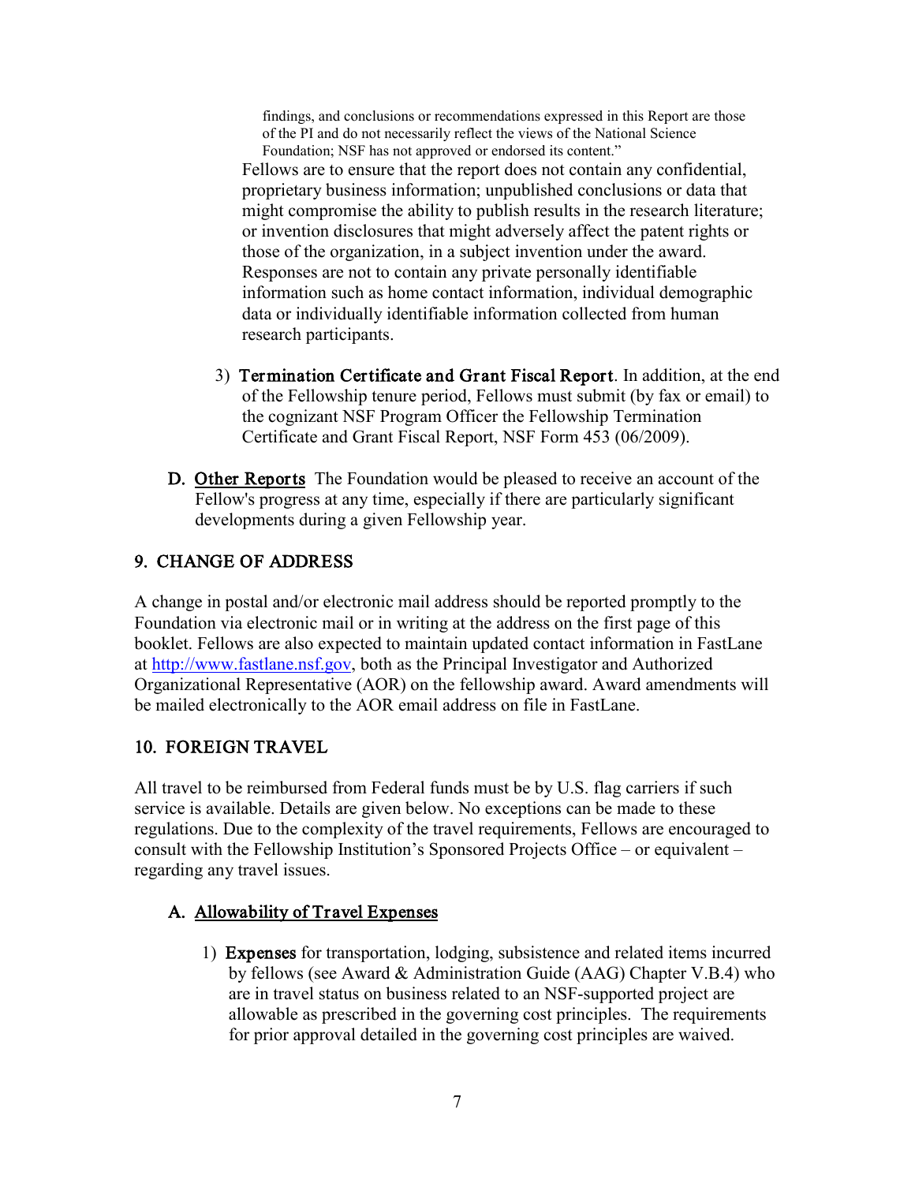findings, and conclusions or recommendations expressed in this Report are those of the PI and do not necessarily reflect the views of the National Science Foundation; NSF has not approved or endorsed its content."

Fellows are to ensure that the report does not contain any confidential, proprietary business information; unpublished conclusions or data that might compromise the ability to publish results in the research literature; or invention disclosures that might adversely affect the patent rights or those of the organization, in a subject invention under the award. Responses are not to contain any private personally identifiable information such as home contact information, individual demographic data or individually identifiable information collected from human research participants.

3) **Termination Certificate and Grant Fiscal Report**. In addition, at the end of the Fellowship tenure period, Fellows must submit (by fax or email) to the cognizant NSF Program Officer the Fellowship Termination Certificate and Grant Fiscal Report, NSF Form 453 (06/2009).

**D. Other Reports** The Foundation would be pleased to receive an account of the Fellow's progress at any time, especially if there are particularly significant developments during a given Fellowship year.

## 9. CHANGE OF ADDRESS

A change in postal and/or electronic mail address should be reported promptly to the Foundation via electronic mail or in writing at the address on the first page of this booklet. Fellows are also expected to maintain updated contact information in FastLane at http://www.fastlane.nsf.gov, both as the Principal Investigator and Authorized Organizational Representative (AOR) on the fellowship award. Award amendments will be mailed electronically to the AOR email address on file in FastLane.

## 10. FOREIGN TRAVEL

All travel to be reimbursed from Federal funds must be by U.S. flag carriers if such service is available. Details are given below. No exceptions can be made to these regulations. Due to the complexity of the travel requirements, Fellows are encouraged to consult with the Fellowship Institution's Sponsored Projects Office – or equivalent – regarding any travel issues.

### A. Allowability of Travel Expenses

1) **Expenses** for transportation, lodging, subsistence and related items incurred by fellows (see Award & Administration Guide (AAG) Chapter V.B.4) who are in travel status on business related to an NSF-supported project are allowable as prescribed in the governing cost principles. The requirements for prior approval detailed in the governing cost principles are waived.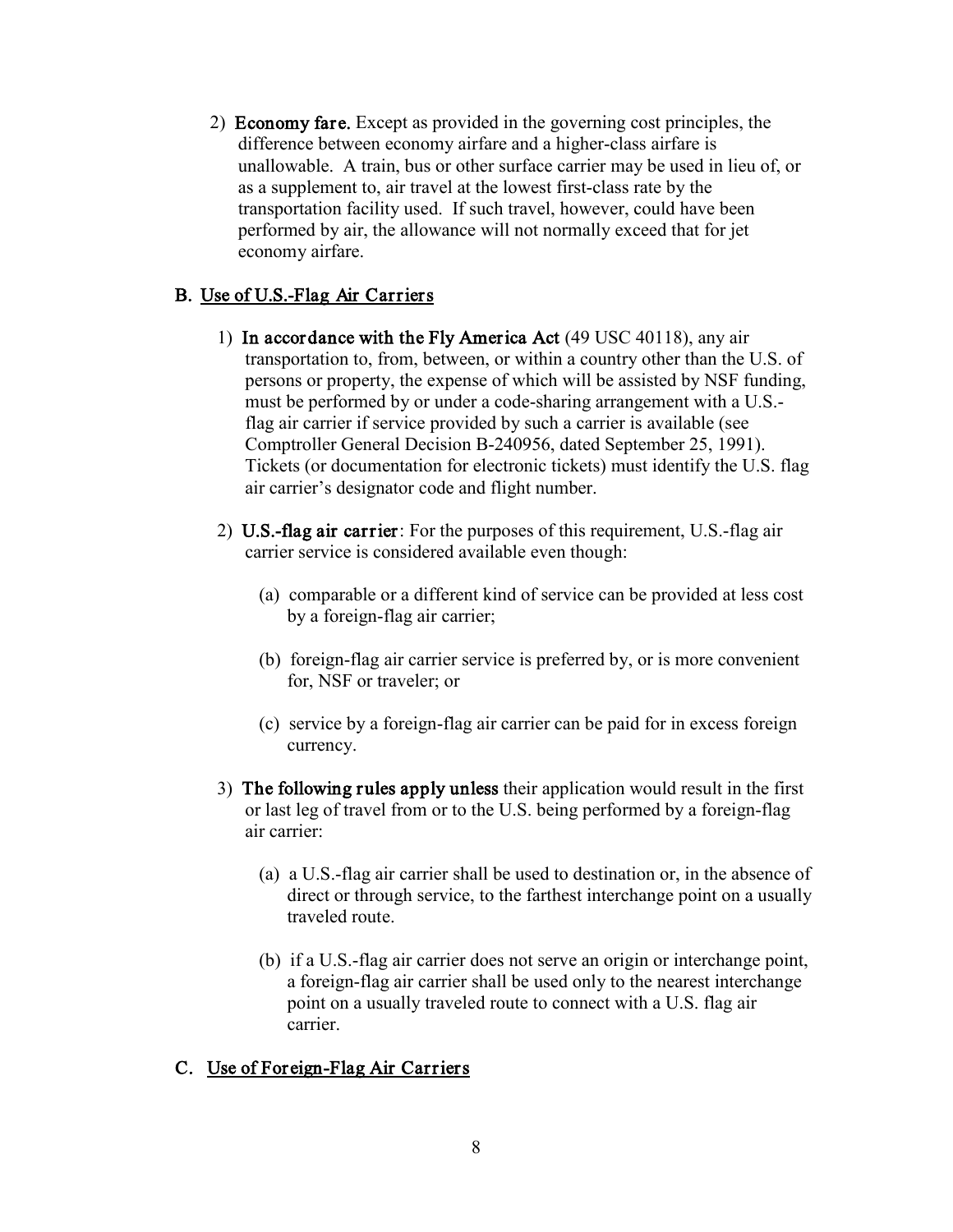2) **Economy fare.** Except as provided in the governing cost principles, the difference between economy airfare and a higher-class airfare is unallowable. A train, bus or other surface carrier may be used in lieu of, or as a supplement to, air travel at the lowest first-class rate by the transportation facility used. If such travel, however, could have been performed by air, the allowance will not normally exceed that for jet economy airfare.

### B. Use of U.S.-Flag Air Carriers

1) **In accordance with the Fly America Act** (49 USC 40118), any air transportation to, from, between, or within a country other than the U.S. of persons or property, the expense of which will be assisted by NSF funding, must be performed by or under a code-sharing arrangement with a U.S.-flag air carrier if service provided by such a carrier is available (see Comptroller General Decision B-240956, dated September 25, 1991). Tickets (or documentation for electronic tickets) must identify the U.S. flag air carrier's designator code and flight number.

2) **U.S.-flag air carrier**: For the purposes of this requirement, U.S.-flag air carrier service is considered available even though:

   (a) comparable or a different kind of service can be provided at less cost by a foreign-flag air carrier;

   (b) foreign-flag air carrier service is preferred by, or is more convenient for, NSF or traveler; or

   (c) service by a foreign-flag air carrier can be paid for in excess foreign currency.

3) **The following rules apply unless** their application would result in the first or last leg of travel from or to the U.S. being performed by a foreign-flag air carrier:

   (a) a U.S.-flag air carrier shall be used to destination or, in the absence of direct or through service, to the farthest interchange point on a usually traveled route.

   (b) if a U.S.-flag air carrier does not serve an origin or interchange point, a foreign-flag air carrier shall be used only to the nearest interchange point on a usually traveled route to connect with a U.S. flag air carrier.

### C. Use of Foreign-Flag Air Carriers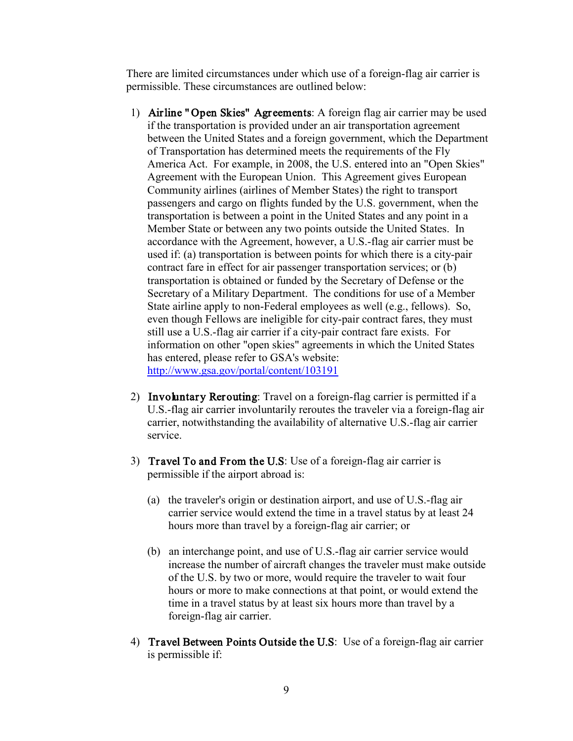There are limited circumstances under which use of a foreign-flag air carrier is permissible. These circumstances are outlined below:

1) **Airline "Open Skies" Agreements**: A foreign flag air carrier may be used if the transportation is provided under an air transportation agreement between the United States and a foreign government, which the Department of Transportation has determined meets the requirements of the Fly America Act. For example, in 2008, the U.S. entered into an "Open Skies" Agreement with the European Union. This Agreement gives European Community airlines (airlines of Member States) the right to transport passengers and cargo on flights funded by the U.S. government, when the transportation is between a point in the United States and any point in a Member State or between any two points outside the United States. In accordance with the Agreement, however, a U.S.-flag air carrier must be used if: (a) transportation is between points for which there is a city-pair contract fare in effect for air passenger transportation services; or (b) transportation is obtained or funded by the Secretary of Defense or the Secretary of a Military Department. The conditions for use of a Member State airline apply to non-Federal employees as well (e.g., fellows). So, even though Fellows are ineligible for city-pair contract fares, they must still use a U.S.-flag air carrier if a city-pair contract fare exists. For information on other "open skies" agreements in which the United States has entered, please refer to GSA's website: [http://www.gsa.gov/portal/content/103191](http://www.gsa.gov/portal/content/103191)

2) **Involuntary Rerouting**: Travel on a foreign-flag carrier is permitted if a U.S.-flag air carrier involuntarily reroutes the traveler via a foreign-flag air carrier, notwithstanding the availability of alternative U.S.-flag air carrier service.

3) **Travel To and From the U.S**: Use of a foreign-flag air carrier is permissible if the airport abroad is:

   (a) the traveler's origin or destination airport, and use of U.S.-flag air carrier service would extend the time in a travel status by at least 24 hours more than travel by a foreign-flag air carrier; or

   (b) an interchange point, and use of U.S.-flag air carrier service would increase the number of aircraft changes the traveler must make outside of the U.S. by two or more, would require the traveler to wait four hours or more to make connections at that point, or would extend the time in a travel status by at least six hours more than travel by a foreign-flag air carrier.

4) **Travel Between Points Outside the U.S**: Use of a foreign-flag air carrier is permissible if: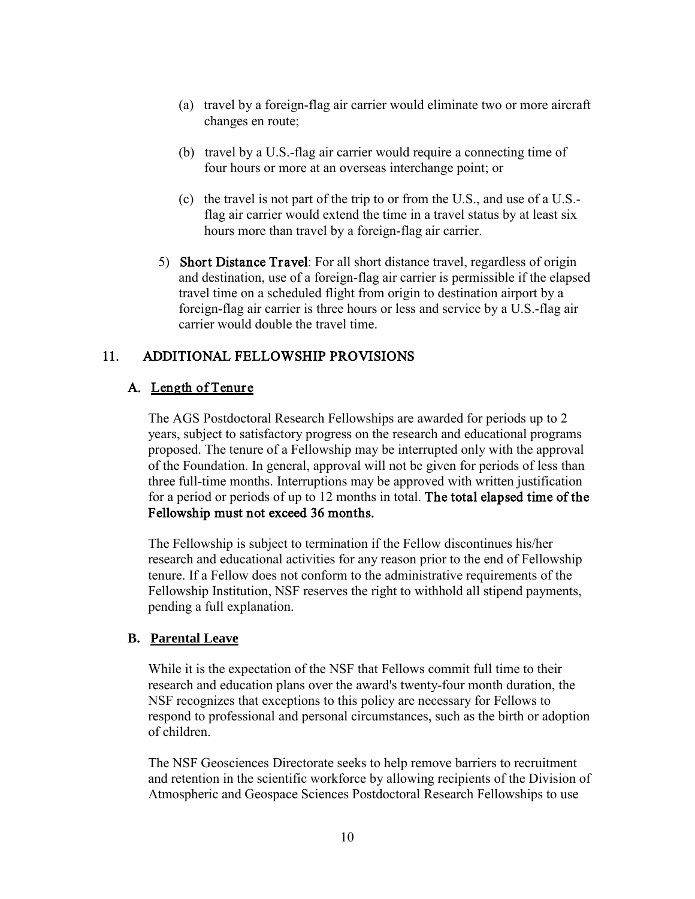(a) travel by a foreign-flag air carrier would eliminate two or more aircraft changes en route;

(b) travel by a U.S.-flag air carrier would require a connecting time of four hours or more at an overseas interchange point; or

(c) the travel is not part of the trip to or from the U.S., and use of a U.S.-flag air carrier would extend the time in a travel status by at least six hours more than travel by a foreign-flag air carrier.

5) **Short Distance Travel**: For all short distance travel, regardless of origin and destination, use of a foreign-flag air carrier is permissible if the elapsed travel time on a scheduled flight from origin to destination airport by a foreign-flag air carrier is three hours or less and service by a U.S.-flag air carrier would double the travel time.

## 11. ADDITIONAL FELLOWSHIP PROVISIONS

### A. Length of Tenure

The AGS Postdoctoral Research Fellowships are awarded for periods up to 2 years, subject to satisfactory progress on the research and educational programs proposed. The tenure of a Fellowship may be interrupted only with the approval of the Foundation. In general, approval will not be given for periods of less than three full-time months. Interruptions may be approved with written justification for a period or periods of up to 12 months in total. **The total elapsed time of the Fellowship must not exceed 36 months.**

The Fellowship is subject to termination if the Fellow discontinues his/her research and educational activities for any reason prior to the end of Fellowship tenure. If a Fellow does not conform to the administrative requirements of the Fellowship Institution, NSF reserves the right to withhold all stipend payments, pending a full explanation.

### B. Parental Leave

While it is the expectation of the NSF that Fellows commit full time to their research and education plans over the award's twenty-four month duration, the NSF recognizes that exceptions to this policy are necessary for Fellows to respond to professional and personal circumstances, such as the birth or adoption of children.

The NSF Geosciences Directorate seeks to help remove barriers to recruitment and retention in the scientific workforce by allowing recipients of the Division of Atmospheric and Geospace Sciences Postdoctoral Research Fellowships to use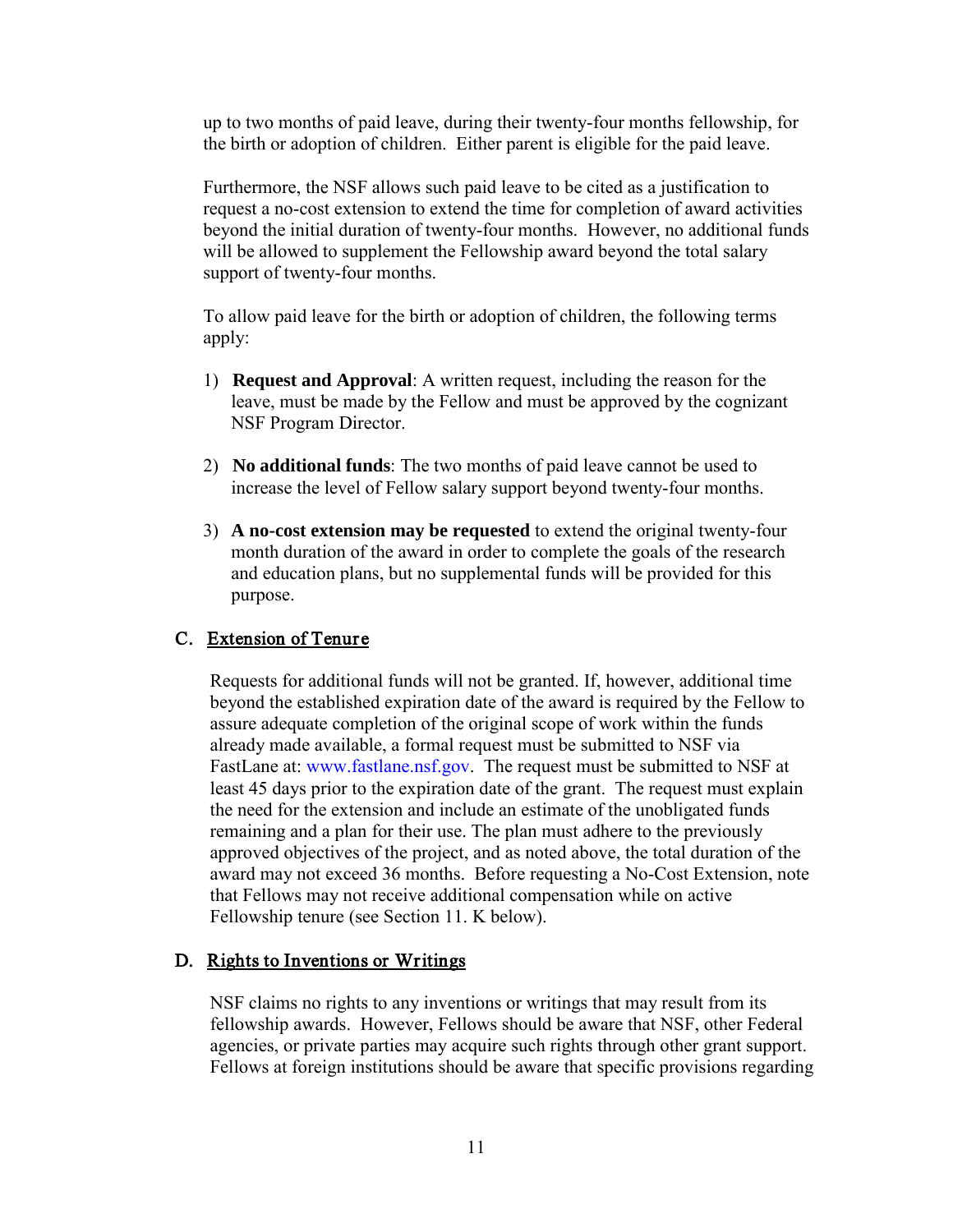up to two months of paid leave, during their twenty-four months fellowship, for the birth or adoption of children. Either parent is eligible for the paid leave.

Furthermore, the NSF allows such paid leave to be cited as a justification to request a no-cost extension to extend the time for completion of award activities beyond the initial duration of twenty-four months. However, no additional funds will be allowed to supplement the Fellowship award beyond the total salary support of twenty-four months.

To allow paid leave for the birth or adoption of children, the following terms apply:

1) **Request and Approval**: A written request, including the reason for the leave, must be made by the Fellow and must be approved by the cognizant NSF Program Director.

2) **No additional funds**: The two months of paid leave cannot be used to increase the level of Fellow salary support beyond twenty-four months.

3) **A no-cost extension may be requested** to extend the original twenty-four month duration of the award in order to complete the goals of the research and education plans, but no supplemental funds will be provided for this purpose.

### C. Extension of Tenure

Requests for additional funds will not be granted. If, however, additional time beyond the established expiration date of the award is required by the Fellow to assure adequate completion of the original scope of work within the funds already made available, a formal request must be submitted to NSF via FastLane at: www.fastlane.nsf.gov. The request must be submitted to NSF at least 45 days prior to the expiration date of the grant. The request must explain the need for the extension and include an estimate of the unobligated funds remaining and a plan for their use. The plan must adhere to the previously approved objectives of the project, and as noted above, the total duration of the award may not exceed 36 months. Before requesting a No-Cost Extension, note that Fellows may not receive additional compensation while on active Fellowship tenure (see Section 11. K below).

### D. Rights to Inventions or Writings

NSF claims no rights to any inventions or writings that may result from its fellowship awards. However, Fellows should be aware that NSF, other Federal agencies, or private parties may acquire such rights through other grant support. Fellows at foreign institutions should be aware that specific provisions regarding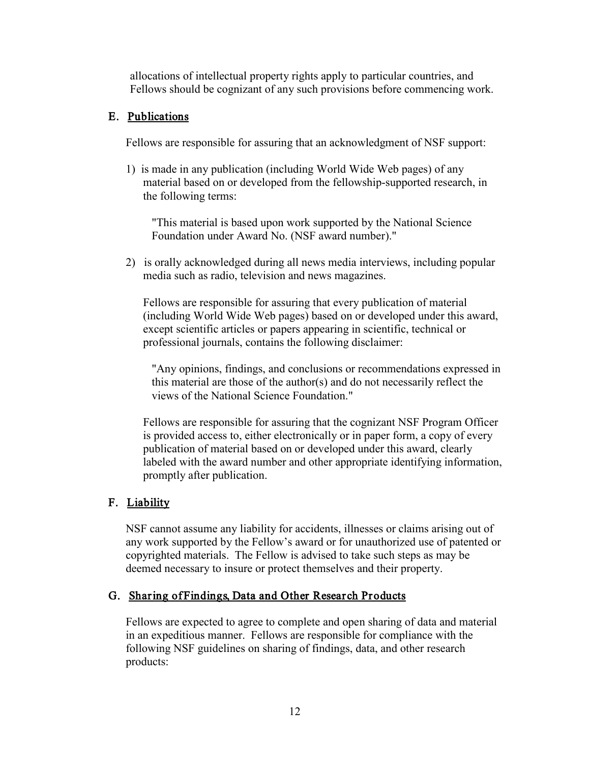allocations of intellectual property rights apply to particular countries, and Fellows should be cognizant of any such provisions before commencing work.

## E. Publications

Fellows are responsible for assuring that an acknowledgment of NSF support:

1) is made in any publication (including World Wide Web pages) of any material based on or developed from the fellowship-supported research, in the following terms:

   "This material is based upon work supported by the National Science Foundation under Award No. (NSF award number)."

2) is orally acknowledged during all news media interviews, including popular media such as radio, television and news magazines.

   Fellows are responsible for assuring that every publication of material (including World Wide Web pages) based on or developed under this award, except scientific articles or papers appearing in scientific, technical or professional journals, contains the following disclaimer:

   "Any opinions, findings, and conclusions or recommendations expressed in this material are those of the author(s) and do not necessarily reflect the views of the National Science Foundation."

   Fellows are responsible for assuring that the cognizant NSF Program Officer is provided access to, either electronically or in paper form, a copy of every publication of material based on or developed under this award, clearly labeled with the award number and other appropriate identifying information, promptly after publication.

## F. Liability

NSF cannot assume any liability for accidents, illnesses or claims arising out of any work supported by the Fellow's award or for unauthorized use of patented or copyrighted materials. The Fellow is advised to take such steps as may be deemed necessary to insure or protect themselves and their property.

## G. Sharing of Findings, Data and Other Research Products

Fellows are expected to agree to complete and open sharing of data and material in an expeditious manner. Fellows are responsible for compliance with the following NSF guidelines on sharing of findings, data, and other research products: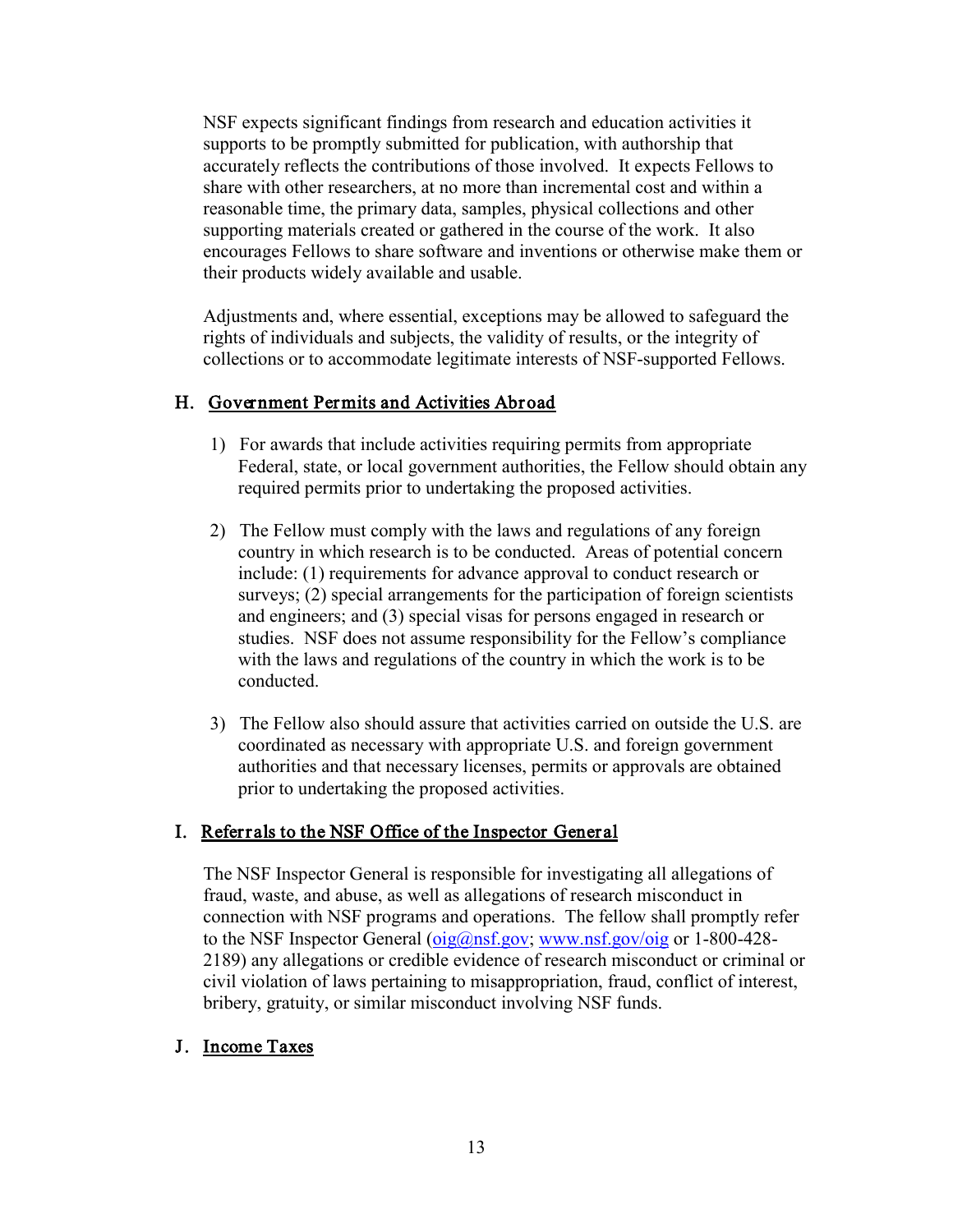NSF expects significant findings from research and education activities it supports to be promptly submitted for publication, with authorship that accurately reflects the contributions of those involved. It expects Fellows to share with other researchers, at no more than incremental cost and within a reasonable time, the primary data, samples, physical collections and other supporting materials created or gathered in the course of the work. It also encourages Fellows to share software and inventions or otherwise make them or their products widely available and usable.

Adjustments and, where essential, exceptions may be allowed to safeguard the rights of individuals and subjects, the validity of results, or the integrity of collections or to accommodate legitimate interests of NSF-supported Fellows.

### H. Government Permits and Activities Abroad

1) For awards that include activities requiring permits from appropriate Federal, state, or local government authorities, the Fellow should obtain any required permits prior to undertaking the proposed activities.

2) The Fellow must comply with the laws and regulations of any foreign country in which research is to be conducted. Areas of potential concern include: (1) requirements for advance approval to conduct research or surveys; (2) special arrangements for the participation of foreign scientists and engineers; and (3) special visas for persons engaged in research or studies. NSF does not assume responsibility for the Fellow's compliance with the laws and regulations of the country in which the work is to be conducted.

3) The Fellow also should assure that activities carried on outside the U.S. are coordinated as necessary with appropriate U.S. and foreign government authorities and that necessary licenses, permits or approvals are obtained prior to undertaking the proposed activities.

### I. Referrals to the NSF Office of the Inspector General

The NSF Inspector General is responsible for investigating all allegations of fraud, waste, and abuse, as well as allegations of research misconduct in connection with NSF programs and operations. The fellow shall promptly refer to the NSF Inspector General (oig@nsf.gov; www.nsf.gov/oig or 1-800-428-2189) any allegations or credible evidence of research misconduct or criminal or civil violation of laws pertaining to misappropriation, fraud, conflict of interest, bribery, gratuity, or similar misconduct involving NSF funds.

### J. Income Taxes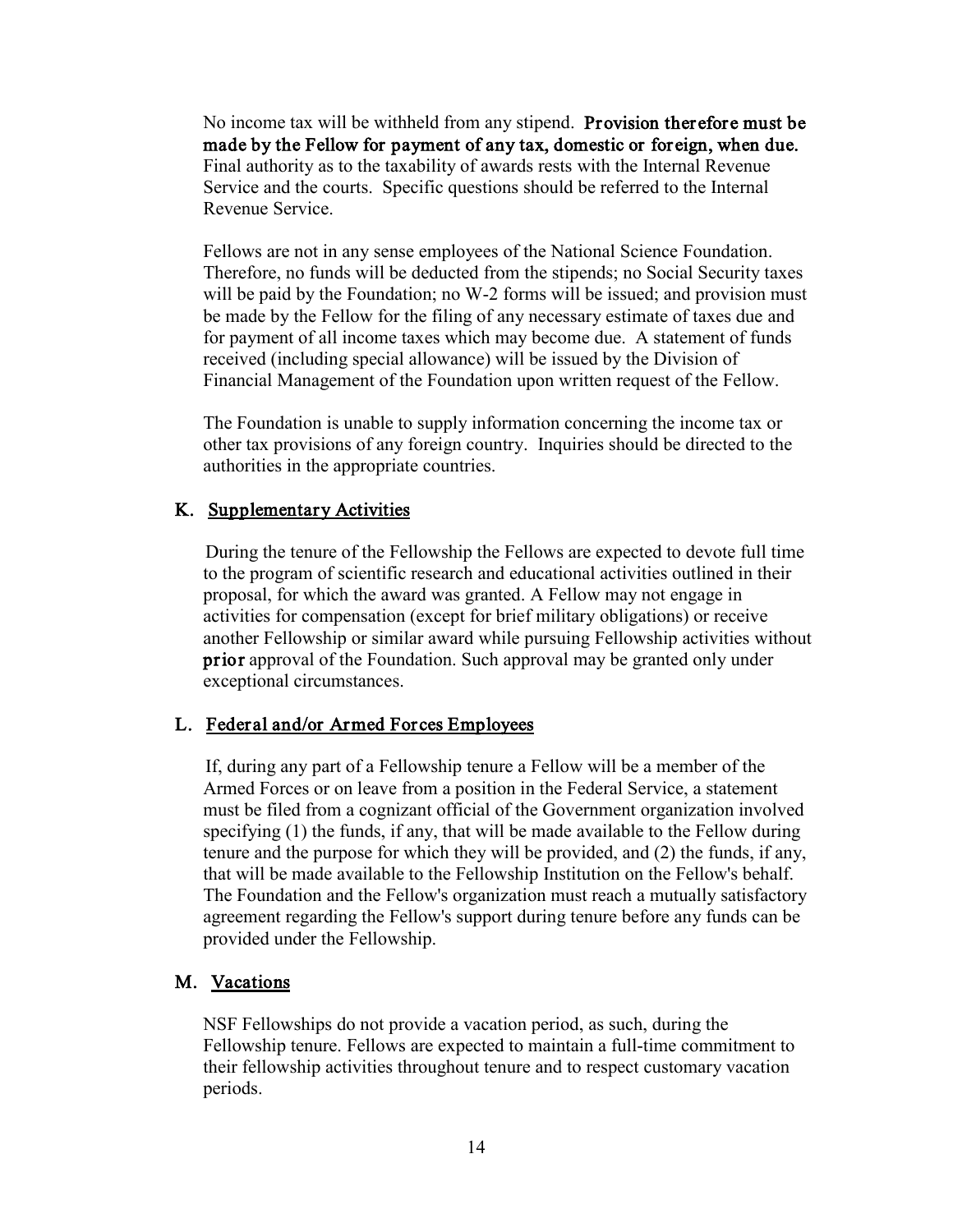No income tax will be withheld from any stipend. **Provision therefore must be made by the Fellow for payment of any tax, domestic or foreign, when due.** Final authority as to the taxability of awards rests with the Internal Revenue Service and the courts. Specific questions should be referred to the Internal Revenue Service.

Fellows are not in any sense employees of the National Science Foundation. Therefore, no funds will be deducted from the stipends; no Social Security taxes will be paid by the Foundation; no W-2 forms will be issued; and provision must be made by the Fellow for the filing of any necessary estimate of taxes due and for payment of all income taxes which may become due. A statement of funds received (including special allowance) will be issued by the Division of Financial Management of the Foundation upon written request of the Fellow.

The Foundation is unable to supply information concerning the income tax or other tax provisions of any foreign country. Inquiries should be directed to the authorities in the appropriate countries.

## K. Supplementary Activities

During the tenure of the Fellowship the Fellows are expected to devote full time to the program of scientific research and educational activities outlined in their proposal, for which the award was granted. A Fellow may not engage in activities for compensation (except for brief military obligations) or receive another Fellowship or similar award while pursuing Fellowship activities without **prior** approval of the Foundation. Such approval may be granted only under exceptional circumstances.

## L. Federal and/or Armed Forces Employees

If, during any part of a Fellowship tenure a Fellow will be a member of the Armed Forces or on leave from a position in the Federal Service, a statement must be filed from a cognizant official of the Government organization involved specifying (1) the funds, if any, that will be made available to the Fellow during tenure and the purpose for which they will be provided, and (2) the funds, if any, that will be made available to the Fellowship Institution on the Fellow's behalf. The Foundation and the Fellow's organization must reach a mutually satisfactory agreement regarding the Fellow's support during tenure before any funds can be provided under the Fellowship.

## M. Vacations

NSF Fellowships do not provide a vacation period, as such, during the Fellowship tenure. Fellows are expected to maintain a full-time commitment to their fellowship activities throughout tenure and to respect customary vacation periods.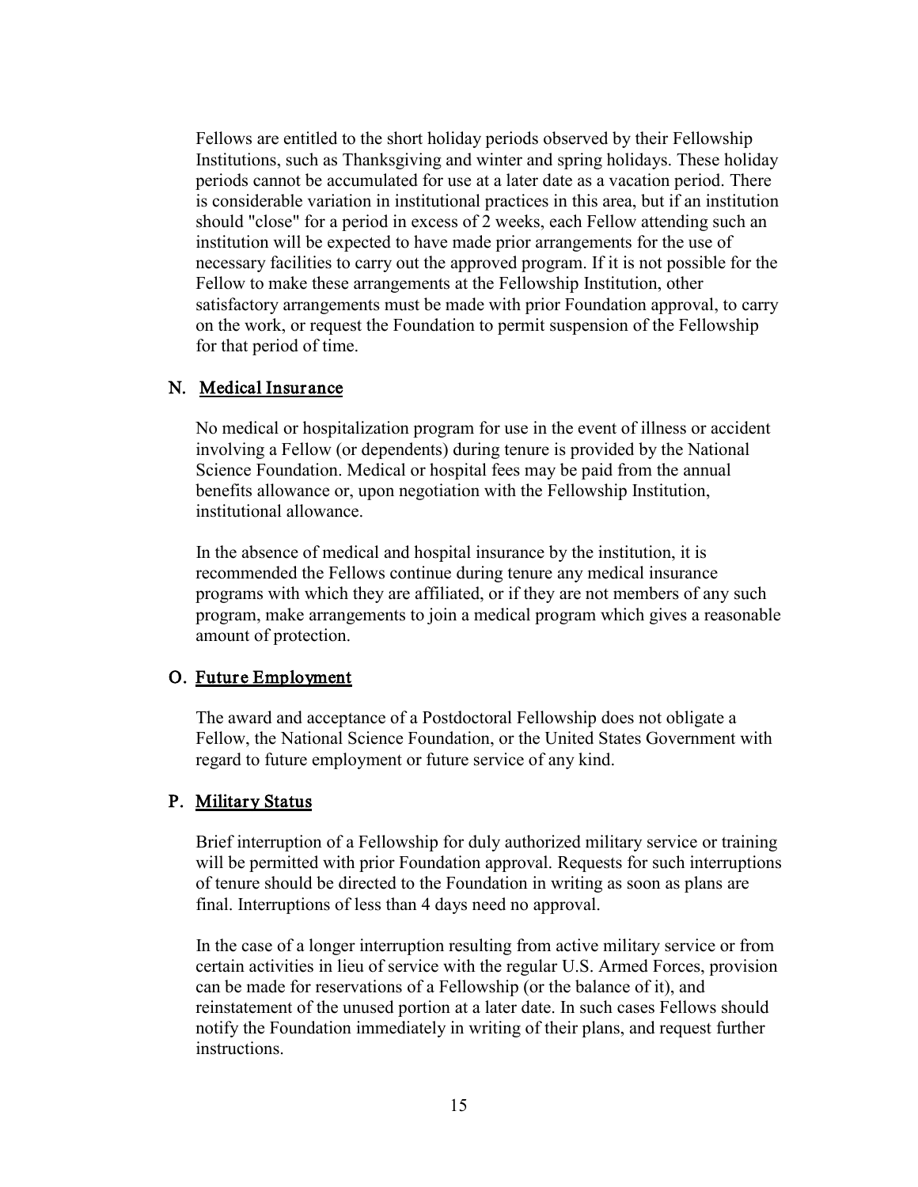Fellows are entitled to the short holiday periods observed by their Fellowship Institutions, such as Thanksgiving and winter and spring holidays. These holiday periods cannot be accumulated for use at a later date as a vacation period. There is considerable variation in institutional practices in this area, but if an institution should "close" for a period in excess of 2 weeks, each Fellow attending such an institution will be expected to have made prior arrangements for the use of necessary facilities to carry out the approved program. If it is not possible for the Fellow to make these arrangements at the Fellowship Institution, other satisfactory arrangements must be made with prior Foundation approval, to carry on the work, or request the Foundation to permit suspension of the Fellowship for that period of time.

## N. Medical Insurance

No medical or hospitalization program for use in the event of illness or accident involving a Fellow (or dependents) during tenure is provided by the National Science Foundation. Medical or hospital fees may be paid from the annual benefits allowance or, upon negotiation with the Fellowship Institution, institutional allowance.

In the absence of medical and hospital insurance by the institution, it is recommended the Fellows continue during tenure any medical insurance programs with which they are affiliated, or if they are not members of any such program, make arrangements to join a medical program which gives a reasonable amount of protection.

## O. Future Employment

The award and acceptance of a Postdoctoral Fellowship does not obligate a Fellow, the National Science Foundation, or the United States Government with regard to future employment or future service of any kind.

## P. Military Status

Brief interruption of a Fellowship for duly authorized military service or training will be permitted with prior Foundation approval. Requests for such interruptions of tenure should be directed to the Foundation in writing as soon as plans are final. Interruptions of less than 4 days need no approval.

In the case of a longer interruption resulting from active military service or from certain activities in lieu of service with the regular U.S. Armed Forces, provision can be made for reservations of a Fellowship (or the balance of it), and reinstatement of the unused portion at a later date. In such cases Fellows should notify the Foundation immediately in writing of their plans, and request further instructions.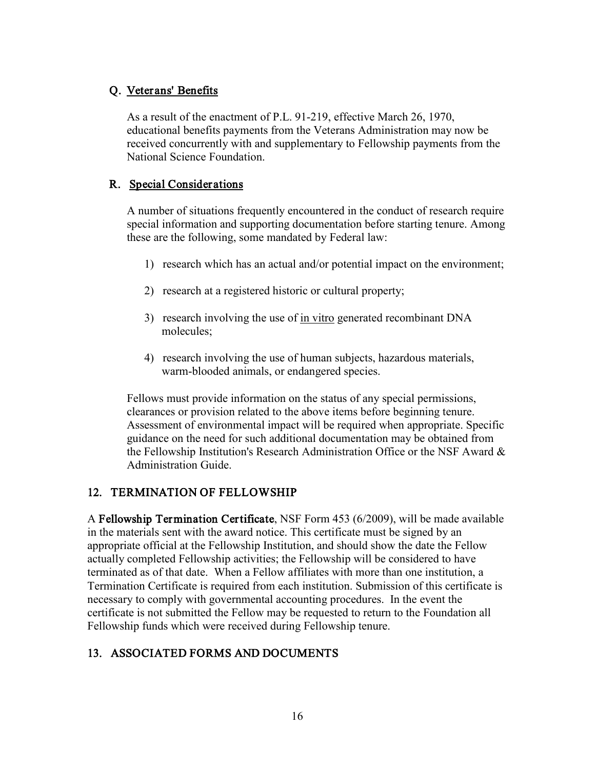### Q. Veterans' Benefits

As a result of the enactment of P.L. 91-219, effective March 26, 1970, educational benefits payments from the Veterans Administration may now be received concurrently with and supplementary to Fellowship payments from the National Science Foundation.

### R. Special Considerations

A number of situations frequently encountered in the conduct of research require special information and supporting documentation before starting tenure. Among these are the following, some mandated by Federal law:

1) research which has an actual and/or potential impact on the environment;
2) research at a registered historic or cultural property;
3) research involving the use of in vitro generated recombinant DNA molecules;
4) research involving the use of human subjects, hazardous materials, warm-blooded animals, or endangered species.

Fellows must provide information on the status of any special permissions, clearances or provision related to the above items before beginning tenure. Assessment of environmental impact will be required when appropriate. Specific guidance on the need for such additional documentation may be obtained from the Fellowship Institution's Research Administration Office or the NSF Award & Administration Guide.

## 12. TERMINATION OF FELLOWSHIP

A **Fellowship Termination Certificate**, NSF Form 453 (6/2009), will be made available in the materials sent with the award notice. This certificate must be signed by an appropriate official at the Fellowship Institution, and should show the date the Fellow actually completed Fellowship activities; the Fellowship will be considered to have terminated as of that date. When a Fellow affiliates with more than one institution, a Termination Certificate is required from each institution. Submission of this certificate is necessary to comply with governmental accounting procedures. In the event the certificate is not submitted the Fellow may be requested to return to the Foundation all Fellowship funds which were received during Fellowship tenure.

## 13. ASSOCIATED FORMS AND DOCUMENTS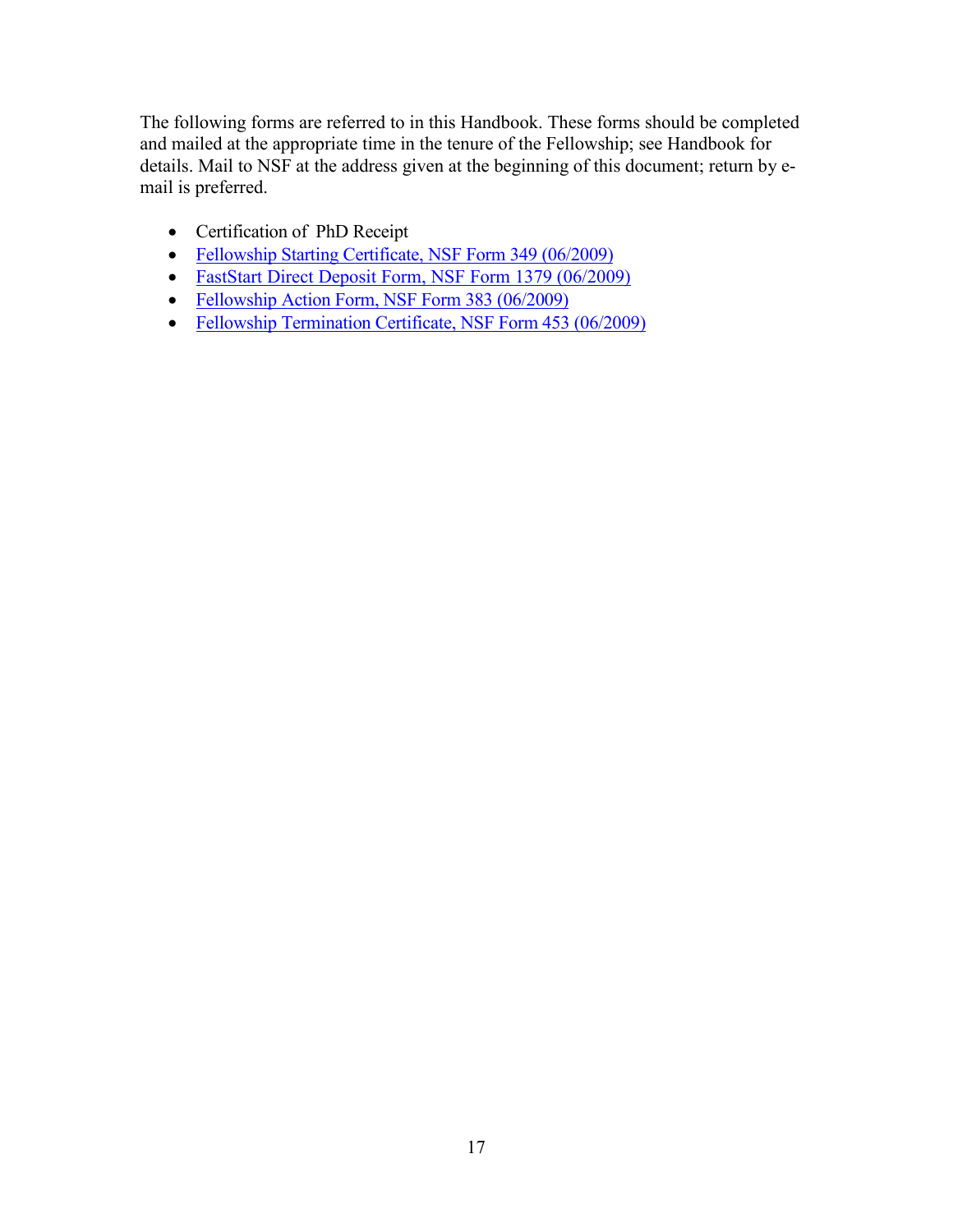The following forms are referred to in this Handbook. These forms should be completed and mailed at the appropriate time in the tenure of the Fellowship; see Handbook for details. Mail to NSF at the address given at the beginning of this document; return by e-mail is preferred.

- Certification of PhD Receipt
- Fellowship Starting Certificate, NSF Form 349 (06/2009)
- FastStart Direct Deposit Form, NSF Form 1379 (06/2009)
- Fellowship Action Form, NSF Form 383 (06/2009)
- Fellowship Termination Certificate, NSF Form 453 (06/2009)